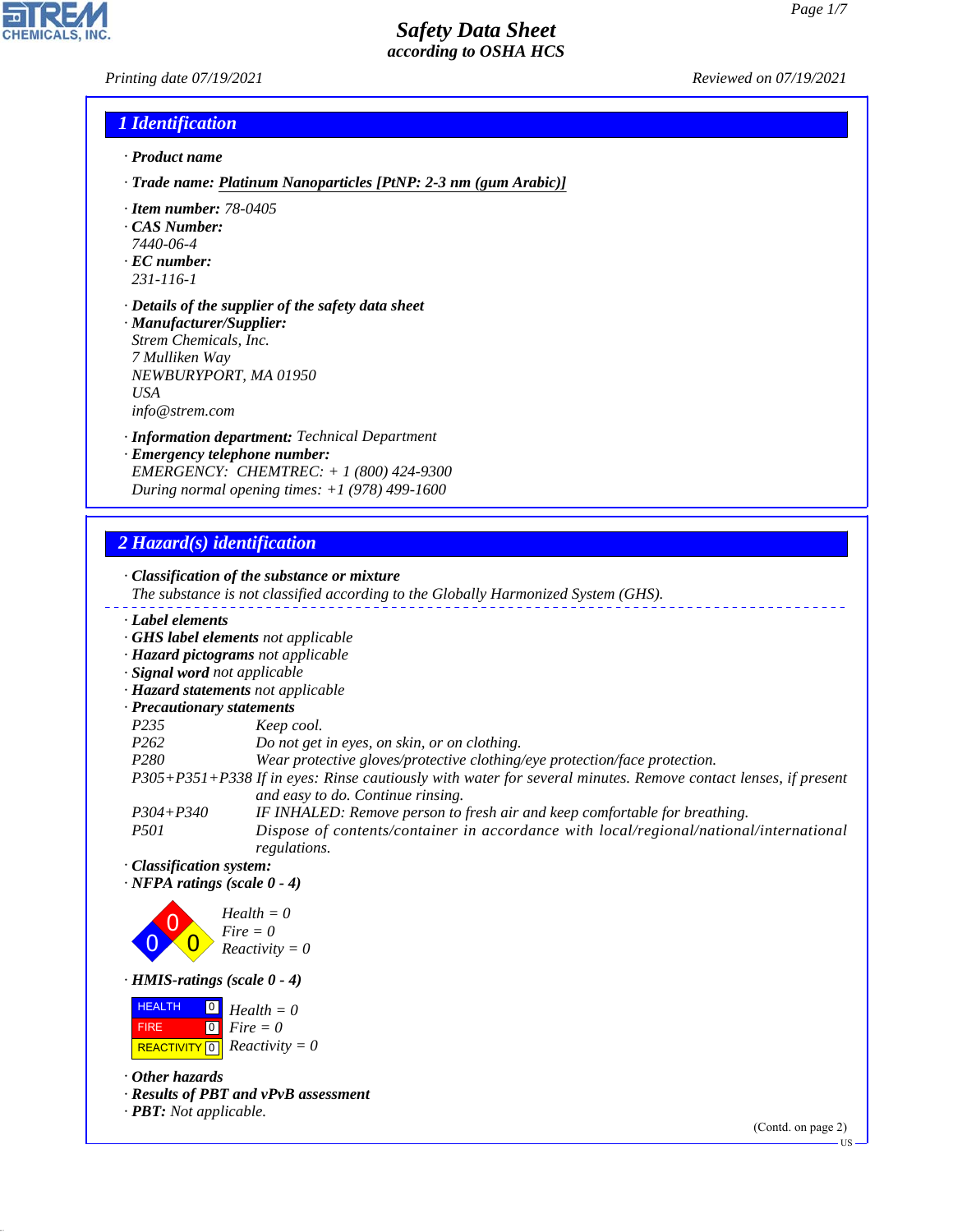# Safety Data Sheet
*according to OSHA HCS*

Printing date 07/19/2021 Reviewed on 07/19/2021

## 1 Identification

· **Product name**

· **Trade name:** Platinum Nanoparticles [PtNP: 2-3 nm (gum Arabic)]

· **Item number:** 78-0405
· **CAS Number:**
7440-06-4
· **EC number:**
231-116-1

· **Details of the supplier of the safety data sheet**
· **Manufacturer/Supplier:**
Strem Chemicals, Inc.
7 Mulliken Way
NEWBURYPORT, MA 01950
USA
info@strem.com

· **Information department:** Technical Department
· **Emergency telephone number:**
EMERGENCY: CHEMTREC: + 1 (800) 424-9300
During normal opening times: +1 (978) 499-1600

## 2 Hazard(s) identification

· **Classification of the substance or mixture**
The substance is not classified according to the Globally Harmonized System (GHS).

· **Label elements**
· **GHS label elements** not applicable
· **Hazard pictograms** not applicable
· **Signal word** not applicable
· **Hazard statements** not applicable
· **Precautionary statements**

| | |
|---|---|
| P235 | Keep cool. |
| P262 | Do not get in eyes, on skin, or on clothing. |
| P280 | Wear protective gloves/protective clothing/eye protection/face protection. |
| P305+P351+P338 | If in eyes: Rinse cautiously with water for several minutes. Remove contact lenses, if present and easy to do. Continue rinsing. |
| P304+P340 | IF INHALED: Remove person to fresh air and keep comfortable for breathing. |
| P501 | Dispose of contents/container in accordance with local/regional/national/international regulations. |

· **Classification system:**
· **NFPA ratings (scale 0 - 4)**

Health = 0
Fire = 0
Reactivity = 0

· **HMIS-ratings (scale 0 - 4)**

| | | |
|---|---|---|
| HEALTH | 0 | Health = 0 |
| FIRE | 0 | Fire = 0 |
| REACTIVITY | 0 | Reactivity = 0 |

· **Other hazards**
· **Results of PBT and vPvB assessment**
· **PBT:** Not applicable.

(Contd. on page 2)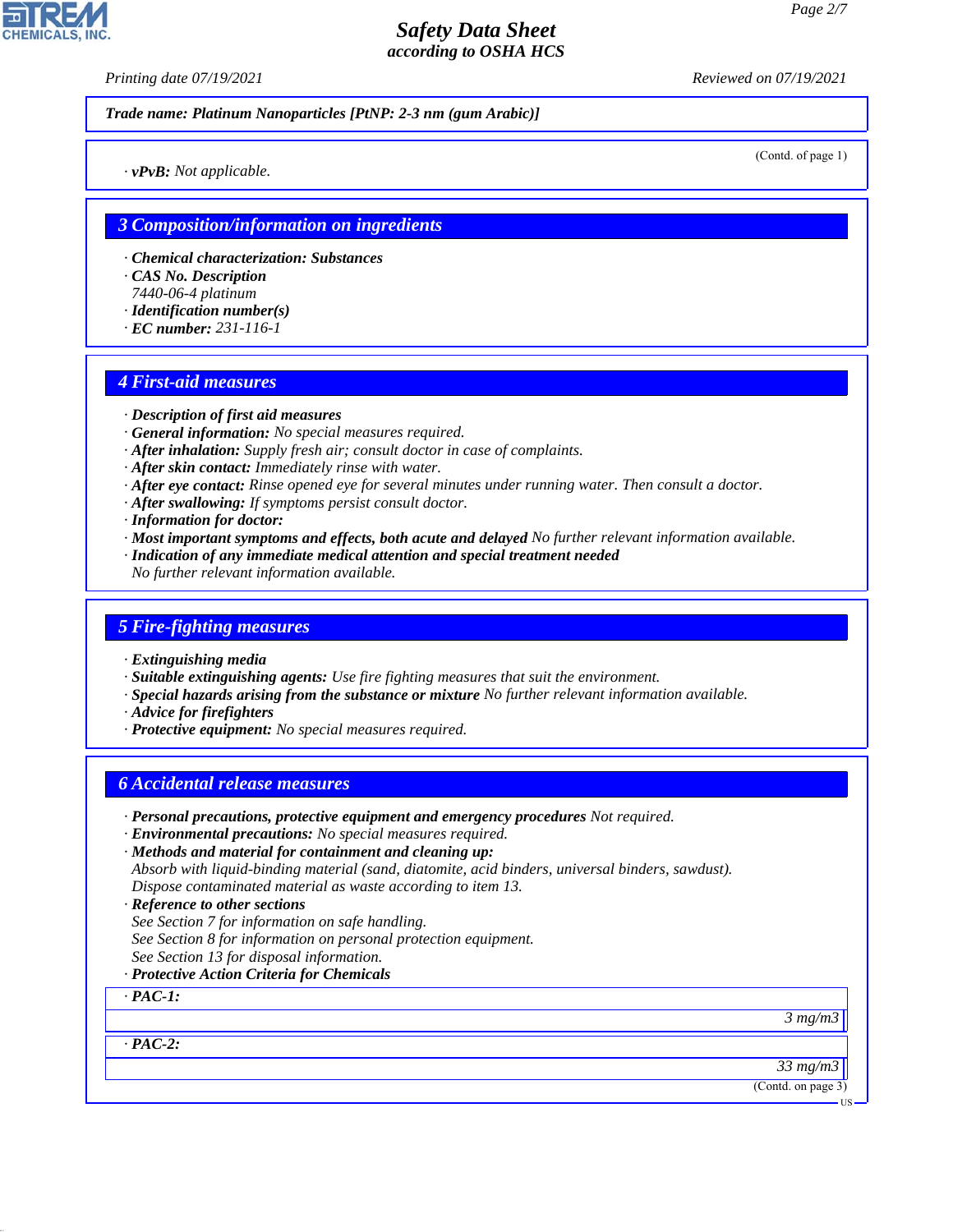**Trade name: Platinum Nanoparticles [PtNP: 2-3 nm (gum Arabic)]**

(Contd. of page 1)

· **vPvB:** Not applicable.

## 3 Composition/information on ingredients

· **Chemical characterization: Substances**
· **CAS No. Description**
7440-06-4 platinum
· **Identification number(s)**
· **EC number:** 231-116-1

## 4 First-aid measures

· **Description of first aid measures**
· **General information:** No special measures required.
· **After inhalation:** Supply fresh air; consult doctor in case of complaints.
· **After skin contact:** Immediately rinse with water.
· **After eye contact:** Rinse opened eye for several minutes under running water. Then consult a doctor.
· **After swallowing:** If symptoms persist consult doctor.
· **Information for doctor:**
· **Most important symptoms and effects, both acute and delayed** No further relevant information available.
· **Indication of any immediate medical attention and special treatment needed**
No further relevant information available.

## 5 Fire-fighting measures

· **Extinguishing media**
· **Suitable extinguishing agents:** Use fire fighting measures that suit the environment.
· **Special hazards arising from the substance or mixture** No further relevant information available.
· **Advice for firefighters**
· **Protective equipment:** No special measures required.

## 6 Accidental release measures

· **Personal precautions, protective equipment and emergency procedures** Not required.
· **Environmental precautions:** No special measures required.
· **Methods and material for containment and cleaning up:**
Absorb with liquid-binding material (sand, diatomite, acid binders, universal binders, sawdust).
Dispose contaminated material as waste according to item 13.
· **Reference to other sections**
See Section 7 for information on safe handling.
See Section 8 for information on personal protection equipment.
See Section 13 for disposal information.
· **Protective Action Criteria for Chemicals**

| · **PAC-1:** |
|---|
| 3 mg/m3 |

| · **PAC-2:** |
|---|
| 33 mg/m3 |

(Contd. on page 3)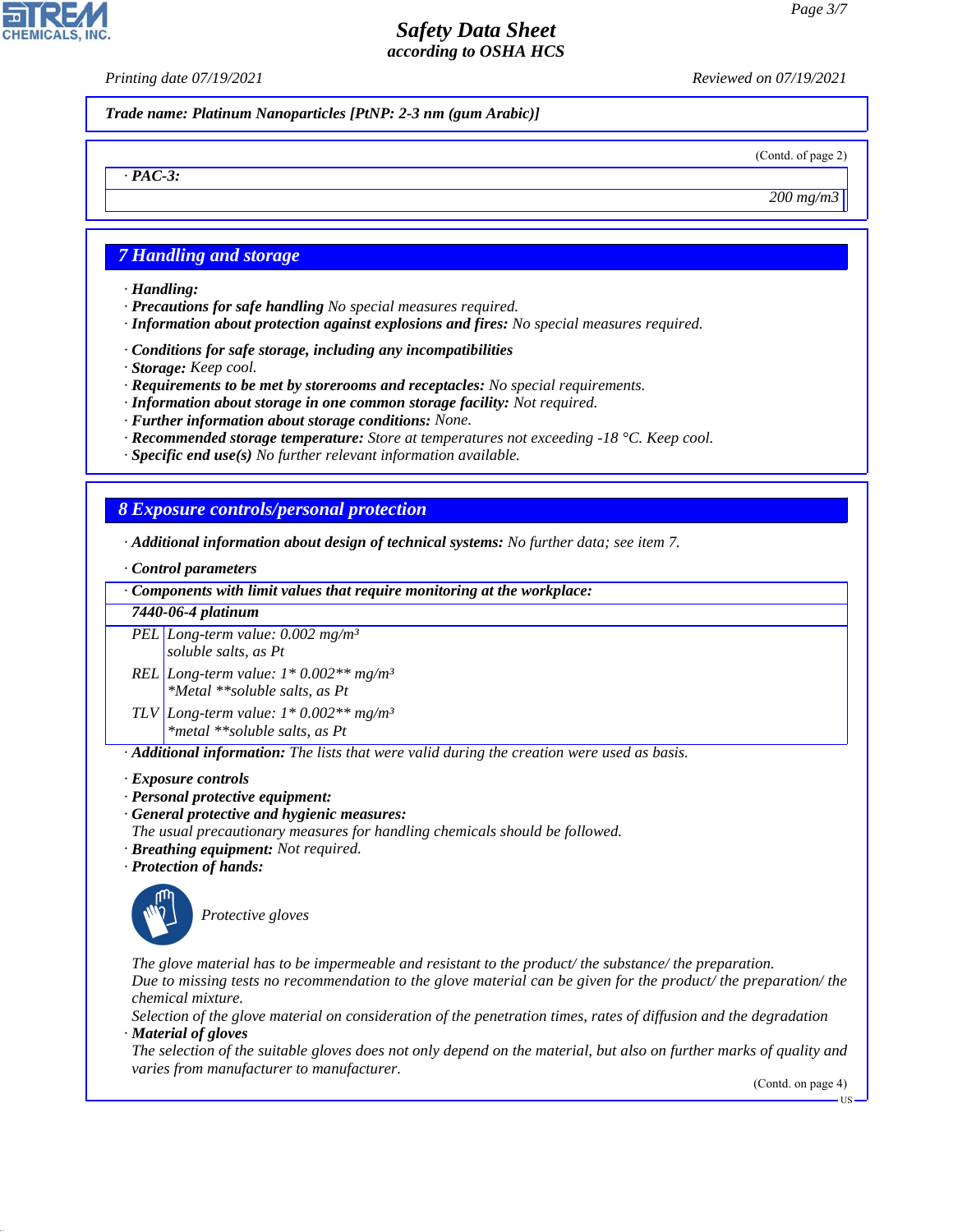Trade name: Platinum Nanoparticles [PtNP: 2-3 nm (gum Arabic)]

(Contd. of page 2)

· **PAC-3:**

200 mg/m3

## 7 Handling and storage

· **Handling:**
· **Precautions for safe handling** No special measures required.
· **Information about protection against explosions and fires:** No special measures required.

· **Conditions for safe storage, including any incompatibilities**
· **Storage:** Keep cool.
· **Requirements to be met by storerooms and receptacles:** No special requirements.
· **Information about storage in one common storage facility:** Not required.
· **Further information about storage conditions:** None.
· **Recommended storage temperature:** Store at temperatures not exceeding -18 °C. Keep cool.
· **Specific end use(s)** No further relevant information available.

## 8 Exposure controls/personal protection

· **Additional information about design of technical systems:** No further data; see item 7.

· **Control parameters**

· **Components with limit values that require monitoring at the workplace:**

**7440-06-4 platinum**

| | |
|---|---|
| PEL | Long-term value: 0.002 mg/m³<br>soluble salts, as Pt |
| REL | Long-term value: 1* 0.002** mg/m³<br>*Metal **soluble salts, as Pt |
| TLV | Long-term value: 1* 0.002** mg/m³<br>*metal **soluble salts, as Pt |

· **Additional information:** The lists that were valid during the creation were used as basis.

· **Exposure controls**
· **Personal protective equipment:**
· **General protective and hygienic measures:**
The usual precautionary measures for handling chemicals should be followed.
· **Breathing equipment:** Not required.
· **Protection of hands:**

Protective gloves

The glove material has to be impermeable and resistant to the product/ the substance/ the preparation.
Due to missing tests no recommendation to the glove material can be given for the product/ the preparation/ the chemical mixture.
Selection of the glove material on consideration of the penetration times, rates of diffusion and the degradation
· **Material of gloves**
The selection of the suitable gloves does not only depend on the material, but also on further marks of quality and varies from manufacturer to manufacturer.

(Contd. on page 4)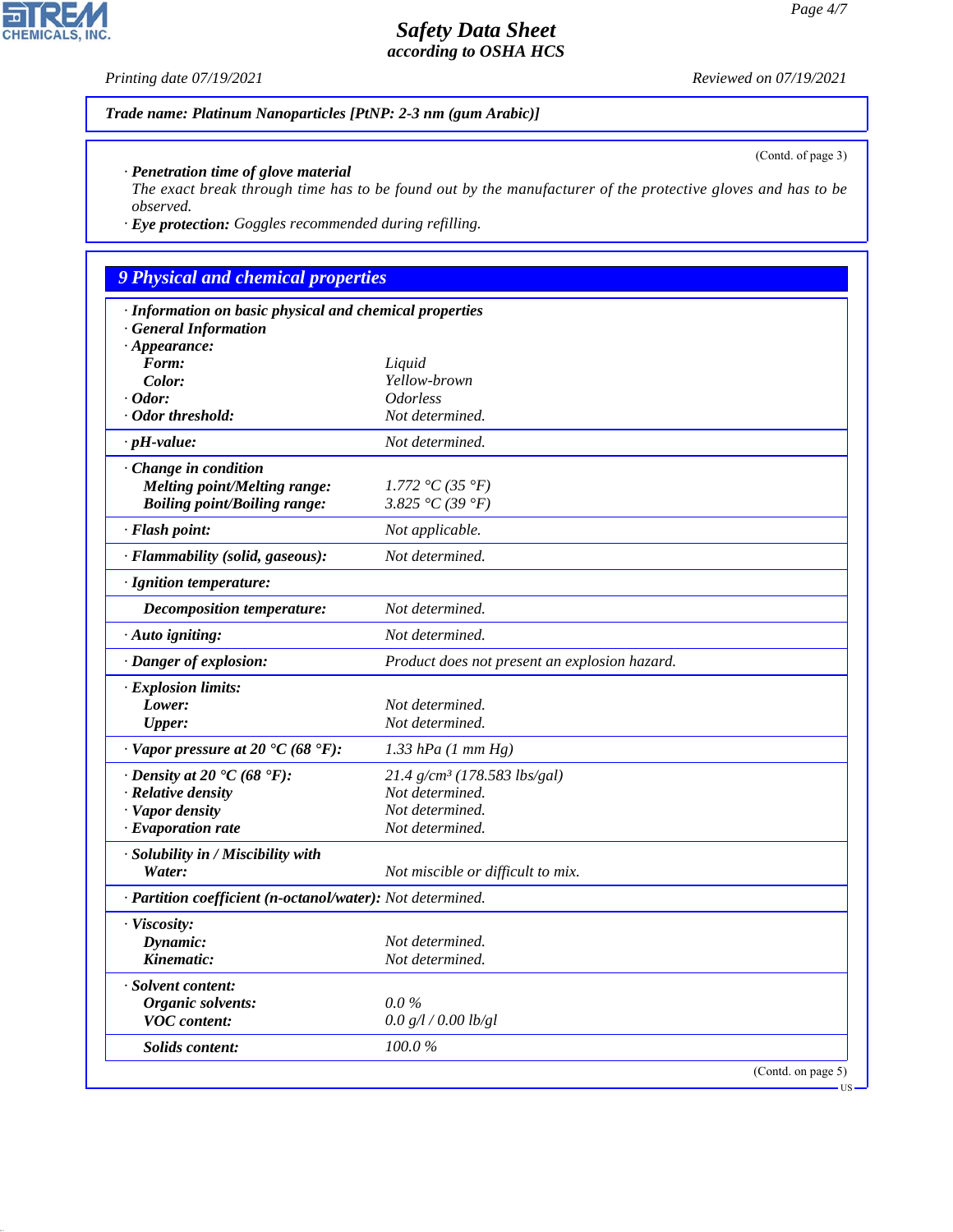**Trade name: Platinum Nanoparticles [PtNP: 2-3 nm (gum Arabic)]**

(Contd. of page 3)

· **Penetration time of glove material**
The exact break through time has to be found out by the manufacturer of the protective gloves and has to be observed.

· **Eye protection:** Goggles recommended during refilling.

## 9 Physical and chemical properties

· **Information on basic physical and chemical properties**
· **General Information**
· **Appearance:**

| | |
|---|---|
| **Form:** | Liquid |
| **Color:** | Yellow-brown |
| · **Odor:** | Odorless |
| · **Odor threshold:** | Not determined. |
| · **pH-value:** | Not determined. |
| · **Change in condition** | |
| **Melting point/Melting range:** | 1.772 °C (35 °F) |
| **Boiling point/Boiling range:** | 3.825 °C (39 °F) |
| · **Flash point:** | Not applicable. |
| · **Flammability (solid, gaseous):** | Not determined. |
| · **Ignition temperature:** | |
| **Decomposition temperature:** | Not determined. |
| · **Auto igniting:** | Not determined. |
| · **Danger of explosion:** | Product does not present an explosion hazard. |
| · **Explosion limits:** | |
| **Lower:** | Not determined. |
| **Upper:** | Not determined. |
| · **Vapor pressure at 20 °C (68 °F):** | 1.33 hPa (1 mm Hg) |
| · **Density at 20 °C (68 °F):** | 21.4 g/cm³ (178.583 lbs/gal) |
| · **Relative density** | Not determined. |
| · **Vapor density** | Not determined. |
| · **Evaporation rate** | Not determined. |
| · **Solubility in / Miscibility with** | |
| **Water:** | Not miscible or difficult to mix. |
| · **Partition coefficient (n-octanol/water):** | Not determined. |
| · **Viscosity:** | |
| **Dynamic:** | Not determined. |
| **Kinematic:** | Not determined. |
| · **Solvent content:** | |
| **Organic solvents:** | 0.0 % |
| **VOC content:** | 0.0 g/l / 0.00 lb/gl |
| **Solids content:** | 100.0 % |

(Contd. on page 5)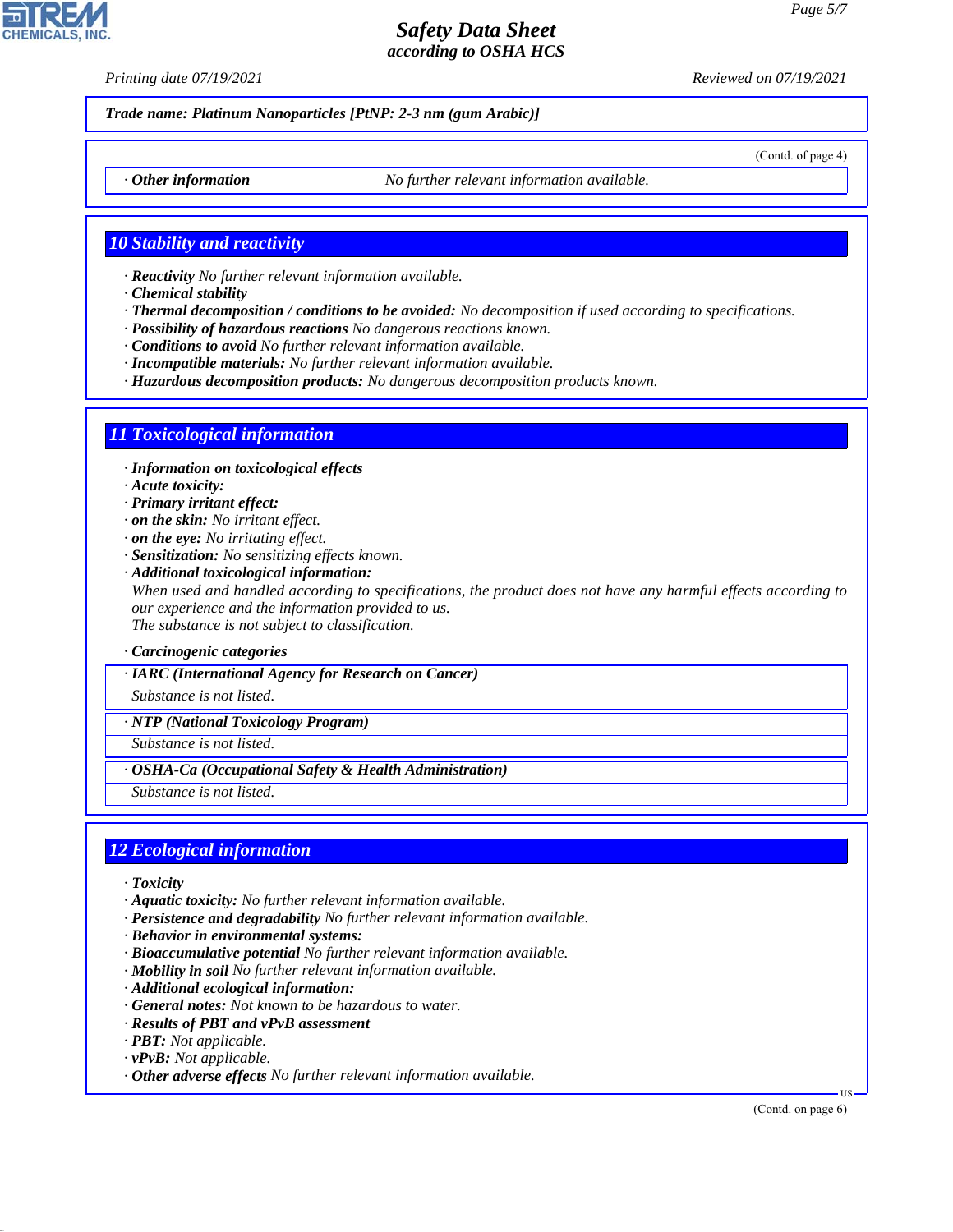**Trade name: Platinum Nanoparticles [PtNP: 2-3 nm (gum Arabic)]**

(Contd. of page 4)

· **Other information** No further relevant information available.

## 10 Stability and reactivity

· **Reactivity** No further relevant information available.
· **Chemical stability**
· **Thermal decomposition / conditions to be avoided:** No decomposition if used according to specifications.
· **Possibility of hazardous reactions** No dangerous reactions known.
· **Conditions to avoid** No further relevant information available.
· **Incompatible materials:** No further relevant information available.
· **Hazardous decomposition products:** No dangerous decomposition products known.

## 11 Toxicological information

· **Information on toxicological effects**
· **Acute toxicity:**
· **Primary irritant effect:**
· **on the skin:** No irritant effect.
· **on the eye:** No irritating effect.
· **Sensitization:** No sensitizing effects known.
· **Additional toxicological information:**
When used and handled according to specifications, the product does not have any harmful effects according to our experience and the information provided to us.
The substance is not subject to classification.

· **Carcinogenic categories**

· **IARC (International Agency for Research on Cancer)**
Substance is not listed.

· **NTP (National Toxicology Program)**
Substance is not listed.

· **OSHA-Ca (Occupational Safety & Health Administration)**
Substance is not listed.

## 12 Ecological information

· **Toxicity**
· **Aquatic toxicity:** No further relevant information available.
· **Persistence and degradability** No further relevant information available.
· **Behavior in environmental systems:**
· **Bioaccumulative potential** No further relevant information available.
· **Mobility in soil** No further relevant information available.
· **Additional ecological information:**
· **General notes:** Not known to be hazardous to water.
· **Results of PBT and vPvB assessment**
· **PBT:** Not applicable.
· **vPvB:** Not applicable.
· **Other adverse effects** No further relevant information available.

(Contd. on page 6)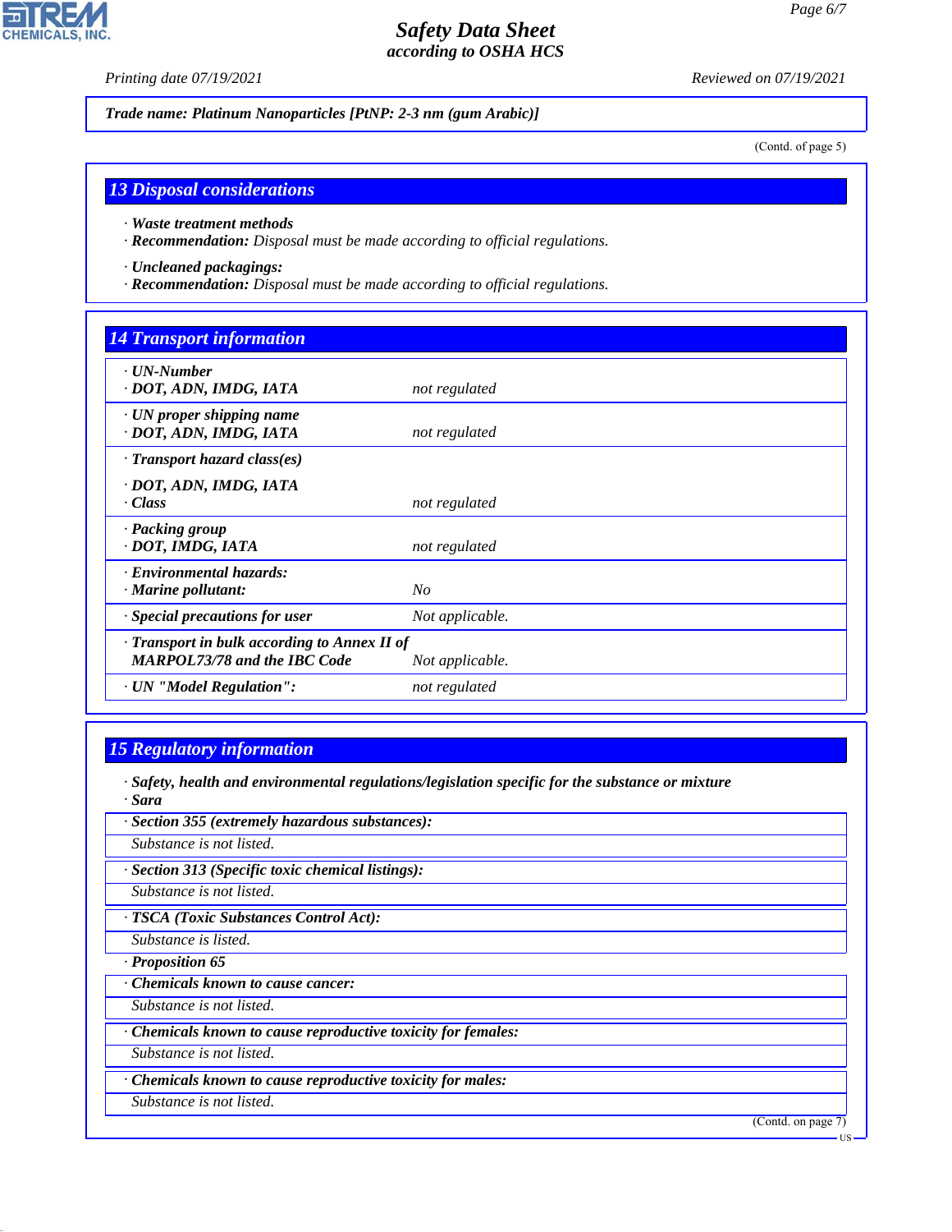Trade name: Platinum Nanoparticles [PtNP: 2-3 nm (gum Arabic)]

(Contd. of page 5)

## 13 Disposal considerations

· **Waste treatment methods**
· **Recommendation:** Disposal must be made according to official regulations.

· **Uncleaned packagings:**
· **Recommendation:** Disposal must be made according to official regulations.

## 14 Transport information

| | |
|---|---|
| · **UN-Number** | |
| · **DOT, ADN, IMDG, IATA** | not regulated |
| · **UN proper shipping name** | |
| · **DOT, ADN, IMDG, IATA** | not regulated |
| · **Transport hazard class(es)** | |
| · **DOT, ADN, IMDG, IATA** | |
| · **Class** | not regulated |
| · **Packing group** | |
| · **DOT, IMDG, IATA** | not regulated |
| · **Environmental hazards:** | |
| · **Marine pollutant:** | No |
| · **Special precautions for user** | Not applicable. |
| · **Transport in bulk according to Annex II of MARPOL73/78 and the IBC Code** | Not applicable. |
| · **UN "Model Regulation":** | not regulated |

## 15 Regulatory information

· **Safety, health and environmental regulations/legislation specific for the substance or mixture**
· **Sara**

· **Section 355 (extremely hazardous substances):**
Substance is not listed.

· **Section 313 (Specific toxic chemical listings):**
Substance is not listed.

· **TSCA (Toxic Substances Control Act):**
Substance is listed.

· **Proposition 65**

· **Chemicals known to cause cancer:**
Substance is not listed.

· **Chemicals known to cause reproductive toxicity for females:**
Substance is not listed.

· **Chemicals known to cause reproductive toxicity for males:**
Substance is not listed.

(Contd. on page 7)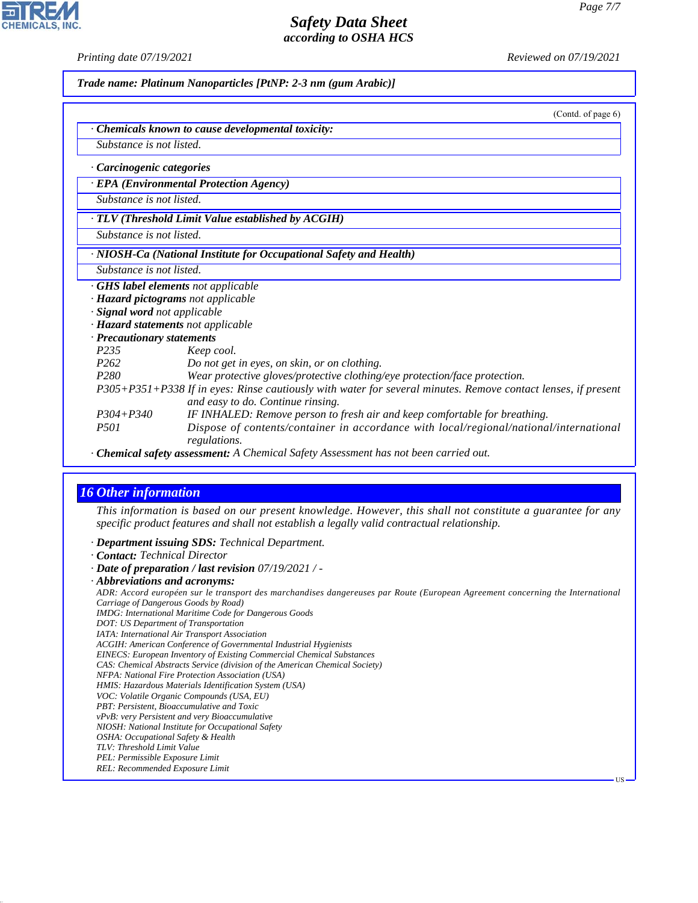**Trade name: Platinum Nanoparticles [PtNP: 2-3 nm (gum Arabic)]**

(Contd. of page 6)

· **Chemicals known to cause developmental toxicity:**

Substance is not listed.

· **Carcinogenic categories**

· **EPA (Environmental Protection Agency)**

Substance is not listed.

· **TLV (Threshold Limit Value established by ACGIH)**

Substance is not listed.

· **NIOSH-Ca (National Institute for Occupational Safety and Health)**

Substance is not listed.

· **GHS label elements** not applicable
· **Hazard pictograms** not applicable
· **Signal word** not applicable
· **Hazard statements** not applicable
· **Precautionary statements**

| | |
|---|---|
| P235 | Keep cool. |
| P262 | Do not get in eyes, on skin, or on clothing. |
| P280 | Wear protective gloves/protective clothing/eye protection/face protection. |
| P305+P351+P338 | If in eyes: Rinse cautiously with water for several minutes. Remove contact lenses, if present and easy to do. Continue rinsing. |
| P304+P340 | IF INHALED: Remove person to fresh air and keep comfortable for breathing. |
| P501 | Dispose of contents/container in accordance with local/regional/national/international regulations. |

· **Chemical safety assessment:** A Chemical Safety Assessment has not been carried out.

## 16 Other information

This information is based on our present knowledge. However, this shall not constitute a guarantee for any specific product features and shall not establish a legally valid contractual relationship.

· **Department issuing SDS:** Technical Department.
· **Contact:** Technical Director
· **Date of preparation / last revision** 07/19/2021 / -
· **Abbreviations and acronyms:**

ADR: Accord européen sur le transport des marchandises dangereuses par Route (European Agreement concerning the International Carriage of Dangerous Goods by Road)
IMDG: International Maritime Code for Dangerous Goods
DOT: US Department of Transportation
IATA: International Air Transport Association
ACGIH: American Conference of Governmental Industrial Hygienists
EINECS: European Inventory of Existing Commercial Chemical Substances
CAS: Chemical Abstracts Service (division of the American Chemical Society)
NFPA: National Fire Protection Association (USA)
HMIS: Hazardous Materials Identification System (USA)
VOC: Volatile Organic Compounds (USA, EU)
PBT: Persistent, Bioaccumulative and Toxic
vPvB: very Persistent and very Bioaccumulative
NIOSH: National Institute for Occupational Safety
OSHA: Occupational Safety & Health
TLV: Threshold Limit Value
PEL: Permissible Exposure Limit
REL: Recommended Exposure Limit